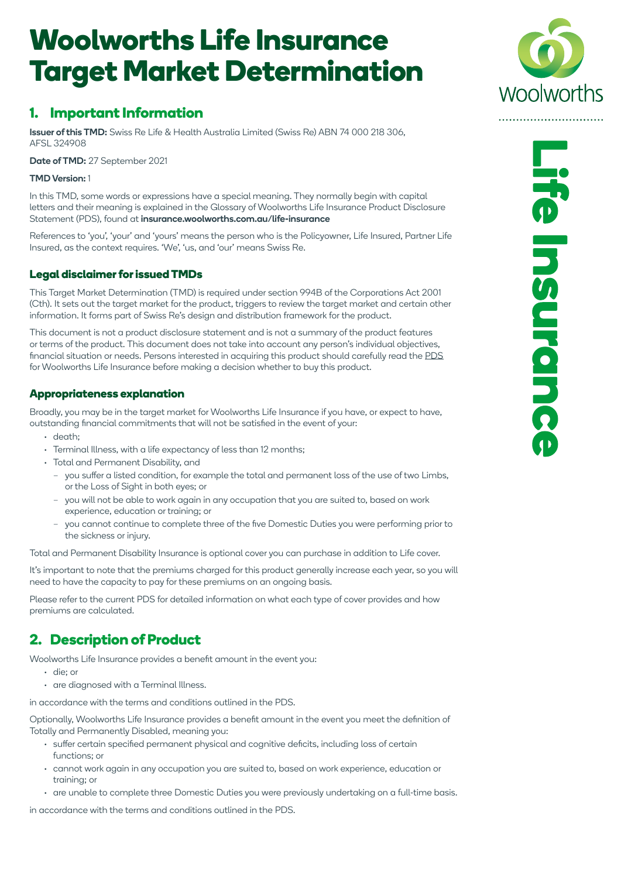# Woolworths Life Insurance Target Market Determination

## 1. Important Information

**Issuer of this TMD:** Swiss Re Life & Health Australia Limited (Swiss Re) ABN 74 000 218 306, AFSL 324908

**Date of TMD:** 27 September 2021

**TMD Version:** 1

In this TMD, some words or expressions have a special meaning. They normally begin with capital letters and their meaning is explained in the Glossary of Woolworths Life Insurance Product Disclosure Statement (PDS), found at **insurance.woolworths.com.au/life-insurance**

References to 'you', 'your' and 'yours' means the person who is the Policyowner, Life Insured, Partner Life Insured, as the context requires. 'We', 'us, and 'our' means Swiss Re.

### Legal disclaimer for issued TMDs

This Target Market Determination (TMD) is required under section 994B of the Corporations Act 2001 (Cth). It sets out the target market for the product, triggers to review the target market and certain other information. It forms part of Swiss Re's design and distribution framework for the product.

This document is not a product disclosure statement and is not a summary of the product features or terms of the product. This document does not take into account any person's individual objectives, financial situation or needs. Persons interested in acquiring this product should carefully read the PDS for Woolworths Life Insurance before making a decision whether to buy this product.

### Appropriateness explanation

Broadly, you may be in the target market for Woolworths Life Insurance if you have, or expect to have, outstanding financial commitments that will not be satisfied in the event of your:

- death;
- Terminal Illness, with a life expectancy of less than 12 months;
- Total and Permanent Disability, and
  - you suffer a listed condition, for example the total and permanent loss of the use of two Limbs, or the Loss of Sight in both eyes; or
  - you will not be able to work again in any occupation that you are suited to, based on work experience, education or training; or
  - you cannot continue to complete three of the five Domestic Duties you were performing prior to the sickness or injury.

Total and Permanent Disability Insurance is optional cover you can purchase in addition to Life cover.

It's important to note that the premiums charged for this product generally increase each year, so you will need to have the capacity to pay for these premiums on an ongoing basis.

Please refer to the current PDS for detailed information on what each type of cover provides and how premiums are calculated.

## 2. Description of Product

Woolworths Life Insurance provides a benefit amount in the event you:

- die; or
- are diagnosed with a Terminal Illness.

in accordance with the terms and conditions outlined in the PDS.

Optionally, Woolworths Life Insurance provides a benefit amount in the event you meet the definition of Totally and Permanently Disabled, meaning you:

- suffer certain specified permanent physical and cognitive deficits, including loss of certain functions; or
- cannot work again in any occupation you are suited to, based on work experience, education or training; or
- are unable to complete three Domestic Duties you were previously undertaking on a full-time basis.

in accordance with the terms and conditions outlined in the PDS.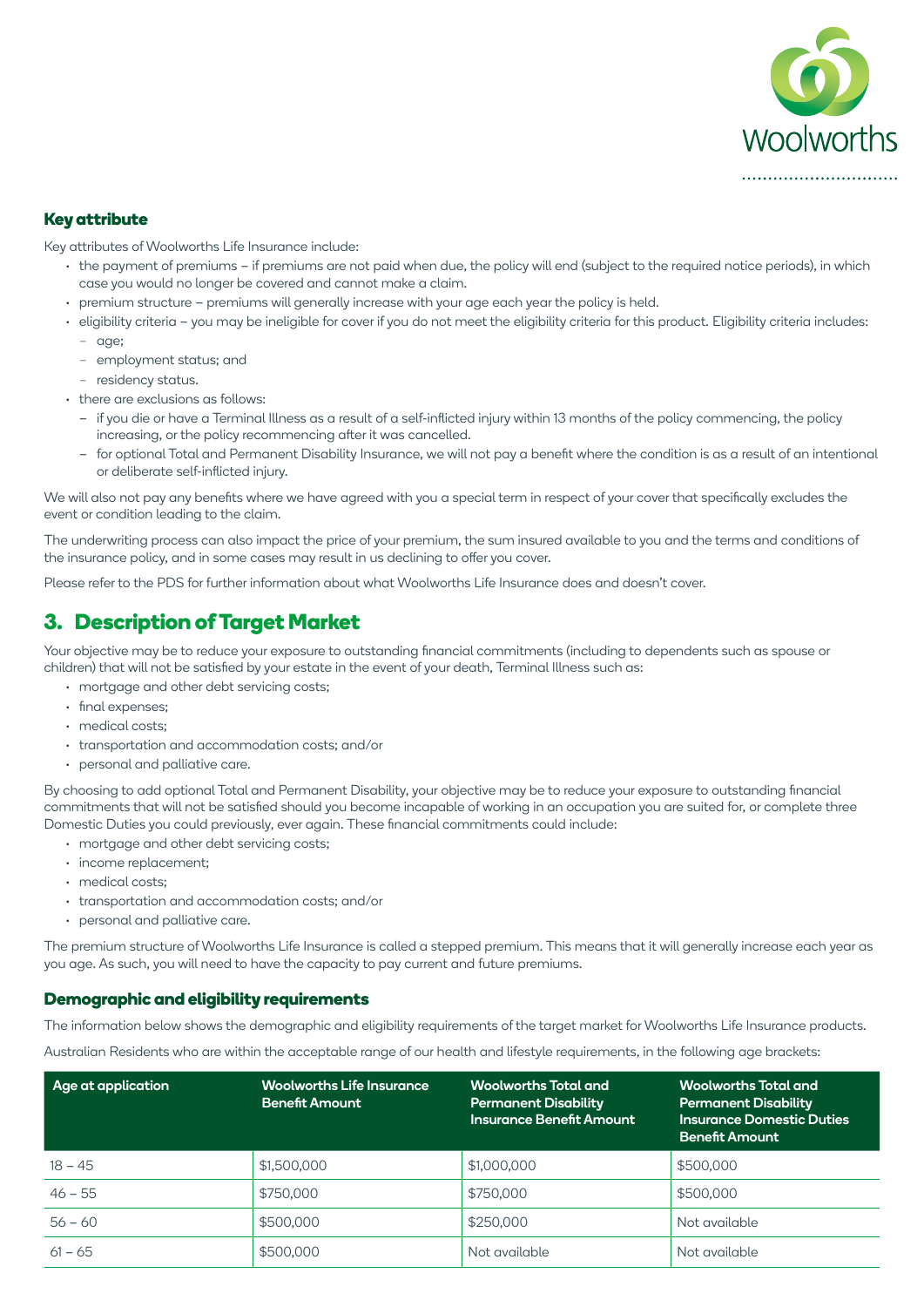### Key attribute

Key attributes of Woolworths Life Insurance include:

- the payment of premiums – if premiums are not paid when due, the policy will end (subject to the required notice periods), in which case you would no longer be covered and cannot make a claim.
- premium structure – premiums will generally increase with your age each year the policy is held.
- eligibility criteria – you may be ineligible for cover if you do not meet the eligibility criteria for this product. Eligibility criteria includes:
  - age;
  - employment status; and
  - residency status.
- there are exclusions as follows:
  - if you die or have a Terminal Illness as a result of a self-inflicted injury within 13 months of the policy commencing, the policy increasing, or the policy recommencing after it was cancelled.
  - for optional Total and Permanent Disability Insurance, we will not pay a benefit where the condition is as a result of an intentional or deliberate self-inflicted injury.

We will also not pay any benefits where we have agreed with you a special term in respect of your cover that specifically excludes the event or condition leading to the claim.

The underwriting process can also impact the price of your premium, the sum insured available to you and the terms and conditions of the insurance policy, and in some cases may result in us declining to offer you cover.

Please refer to the PDS for further information about what Woolworths Life Insurance does and doesn't cover.

## 3. Description of Target Market

Your objective may be to reduce your exposure to outstanding financial commitments (including to dependents such as spouse or children) that will not be satisfied by your estate in the event of your death, Terminal Illness such as:

- mortgage and other debt servicing costs;
- final expenses;
- medical costs;
- transportation and accommodation costs; and/or
- personal and palliative care.

By choosing to add optional Total and Permanent Disability, your objective may be to reduce your exposure to outstanding financial commitments that will not be satisfied should you become incapable of working in an occupation you are suited for, or complete three Domestic Duties you could previously, ever again. These financial commitments could include:

- mortgage and other debt servicing costs;
- income replacement;
- medical costs;
- transportation and accommodation costs; and/or
- personal and palliative care.

The premium structure of Woolworths Life Insurance is called a stepped premium. This means that it will generally increase each year as you age. As such, you will need to have the capacity to pay current and future premiums.

### Demographic and eligibility requirements

The information below shows the demographic and eligibility requirements of the target market for Woolworths Life Insurance products.

Australian Residents who are within the acceptable range of our health and lifestyle requirements, in the following age brackets:

| Age at application | Woolworths Life Insurance Benefit Amount | Woolworths Total and Permanent Disability Insurance Benefit Amount | Woolworths Total and Permanent Disability Insurance Domestic Duties Benefit Amount |
|---|---|---|---|
| 18 – 45 | $1,500,000 | $1,000,000 | $500,000 |
| 46 – 55 | $750,000 | $750,000 | $500,000 |
| 56 – 60 | $500,000 | $250,000 | Not available |
| 61 – 65 | $500,000 | Not available | Not available |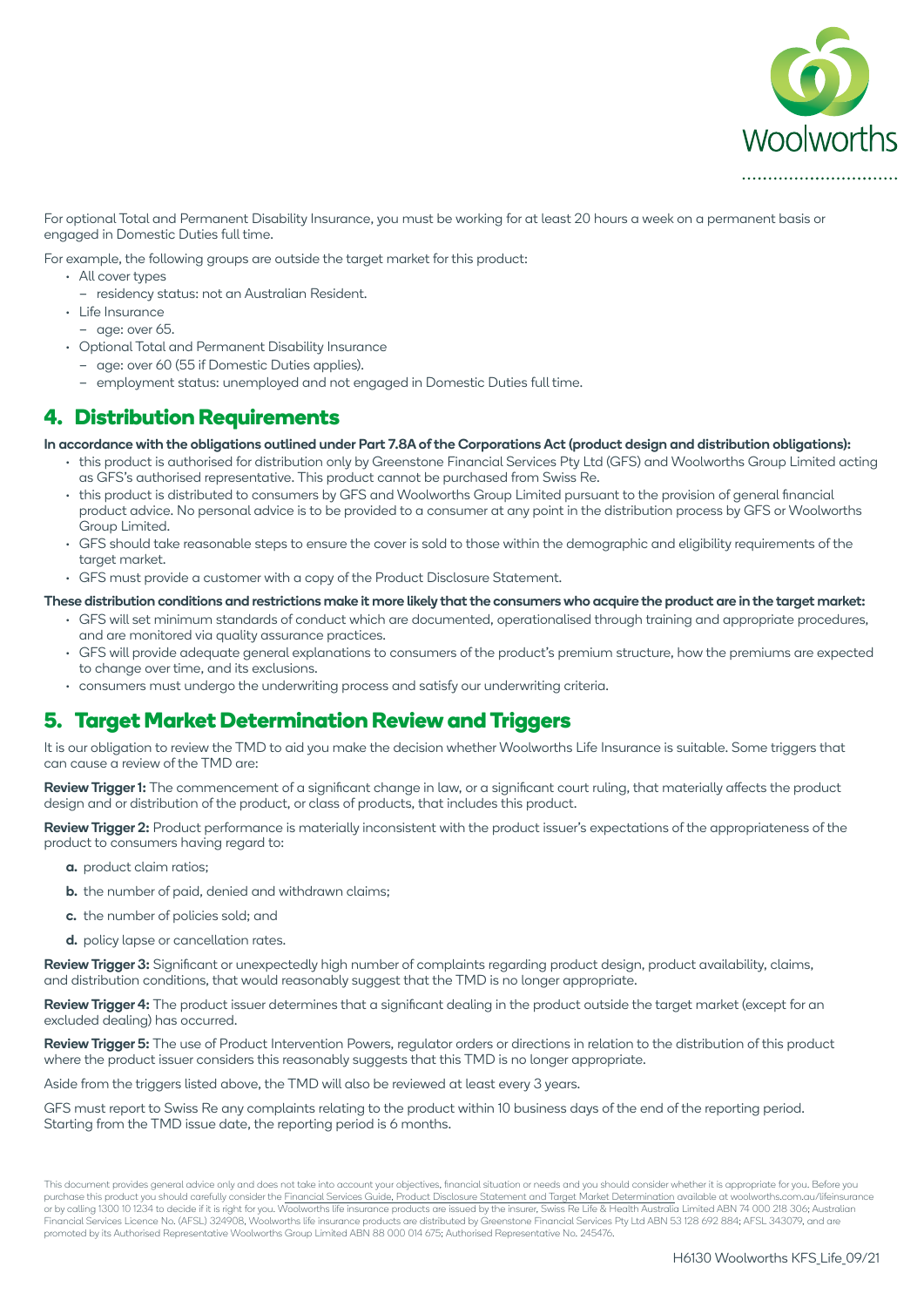For optional Total and Permanent Disability Insurance, you must be working for at least 20 hours a week on a permanent basis or engaged in Domestic Duties full time.

For example, the following groups are outside the target market for this product:

- All cover types
  - residency status: not an Australian Resident.
- Life Insurance
  - age: over 65.
- Optional Total and Permanent Disability Insurance
  - age: over 60 (55 if Domestic Duties applies).
  - employment status: unemployed and not engaged in Domestic Duties full time.

## 4. Distribution Requirements

**In accordance with the obligations outlined under Part 7.8A of the Corporations Act (product design and distribution obligations):**

- this product is authorised for distribution only by Greenstone Financial Services Pty Ltd (GFS) and Woolworths Group Limited acting as GFS's authorised representative. This product cannot be purchased from Swiss Re.
- this product is distributed to consumers by GFS and Woolworths Group Limited pursuant to the provision of general financial product advice. No personal advice is to be provided to a consumer at any point in the distribution process by GFS or Woolworths Group Limited.
- GFS should take reasonable steps to ensure the cover is sold to those within the demographic and eligibility requirements of the target market.
- GFS must provide a customer with a copy of the Product Disclosure Statement.

**These distribution conditions and restrictions make it more likely that the consumers who acquire the product are in the target market:**

- GFS will set minimum standards of conduct which are documented, operationalised through training and appropriate procedures, and are monitored via quality assurance practices.
- GFS will provide adequate general explanations to consumers of the product's premium structure, how the premiums are expected to change over time, and its exclusions.
- consumers must undergo the underwriting process and satisfy our underwriting criteria.

## 5. Target Market Determination Review and Triggers

It is our obligation to review the TMD to aid you make the decision whether Woolworths Life Insurance is suitable. Some triggers that can cause a review of the TMD are:

**Review Trigger 1:** The commencement of a significant change in law, or a significant court ruling, that materially affects the product design and or distribution of the product, or class of products, that includes this product.

**Review Trigger 2:** Product performance is materially inconsistent with the product issuer's expectations of the appropriateness of the product to consumers having regard to:

**a.** product claim ratios;

**b.** the number of paid, denied and withdrawn claims;

**c.** the number of policies sold; and

**d.** policy lapse or cancellation rates.

**Review Trigger 3:** Significant or unexpectedly high number of complaints regarding product design, product availability, claims, and distribution conditions, that would reasonably suggest that the TMD is no longer appropriate.

**Review Trigger 4:** The product issuer determines that a significant dealing in the product outside the target market (except for an excluded dealing) has occurred.

**Review Trigger 5:** The use of Product Intervention Powers, regulator orders or directions in relation to the distribution of this product where the product issuer considers this reasonably suggests that this TMD is no longer appropriate.

Aside from the triggers listed above, the TMD will also be reviewed at least every 3 years.

GFS must report to Swiss Re any complaints relating to the product within 10 business days of the end of the reporting period. Starting from the TMD issue date, the reporting period is 6 months.

This document provides general advice only and does not take into account your objectives, financial situation or needs and you should consider whether it is appropriate for you. Before you purchase this product you should carefully consider the Financial Services Guide, Product Disclosure Statement and Target Market Determination available at woolworths.com.au/lifeinsurance or by calling 1300 10 1234 to decide if it is right for you. Woolworths life insurance products are issued by the insurer, Swiss Re Life & Health Australia Limited ABN 74 000 218 306; Australian Financial Services Licence No. (AFSL) 324908, Woolworths life insurance products are distributed by Greenstone Financial Services Pty Ltd ABN 53 128 692 884; AFSL 343079, and are promoted by its Authorised Representative Woolworths Group Limited ABN 88 000 014 675; Authorised Representative No. 245476.

H6130 Woolworths KFS_Life_09/21